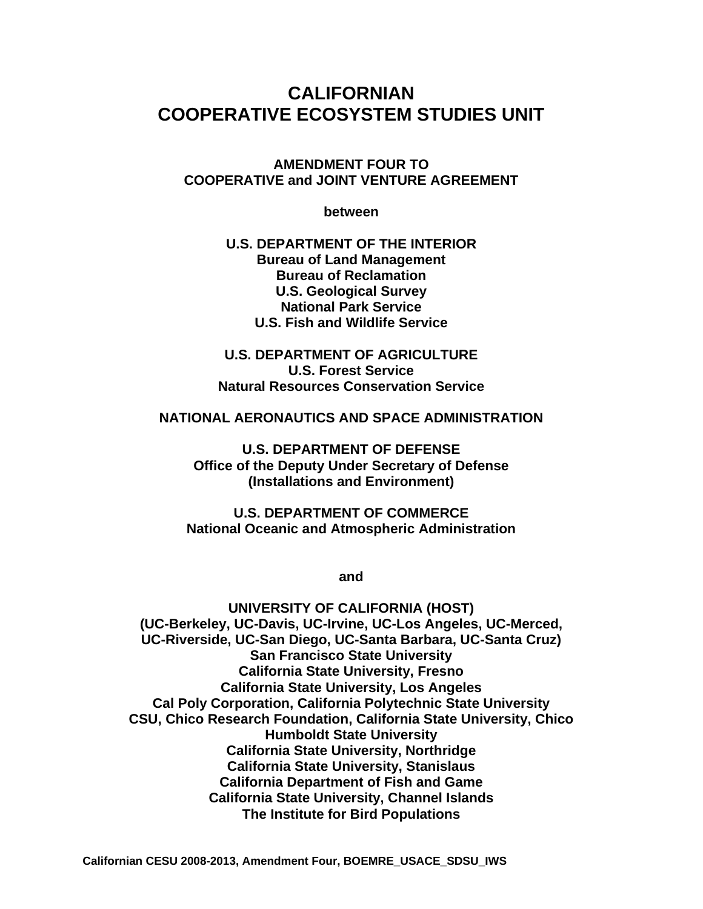# CALIFORNIAN
# COOPERATIVE ECOSYSTEM STUDIES UNIT

**AMENDMENT FOUR TO**
**COOPERATIVE and JOINT VENTURE AGREEMENT**

**between**

**U.S. DEPARTMENT OF THE INTERIOR**
**Bureau of Land Management**
**Bureau of Reclamation**
**U.S. Geological Survey**
**National Park Service**
**U.S. Fish and Wildlife Service**

**U.S. DEPARTMENT OF AGRICULTURE**
**U.S. Forest Service**
**Natural Resources Conservation Service**

**NATIONAL AERONAUTICS AND SPACE ADMINISTRATION**

**U.S. DEPARTMENT OF DEFENSE**
**Office of the Deputy Under Secretary of Defense**
**(Installations and Environment)**

**U.S. DEPARTMENT OF COMMERCE**
**National Oceanic and Atmospheric Administration**

**and**

**UNIVERSITY OF CALIFORNIA (HOST)**
**(UC-Berkeley, UC-Davis, UC-Irvine, UC-Los Angeles, UC-Merced,**
**UC-Riverside, UC-San Diego, UC-Santa Barbara, UC-Santa Cruz)**
**San Francisco State University**
**California State University, Fresno**
**California State University, Los Angeles**
**Cal Poly Corporation, California Polytechnic State University**
**CSU, Chico Research Foundation, California State University, Chico**
**Humboldt State University**
**California State University, Northridge**
**California State University, Stanislaus**
**California Department of Fish and Game**
**California State University, Channel Islands**
**The Institute for Bird Populations**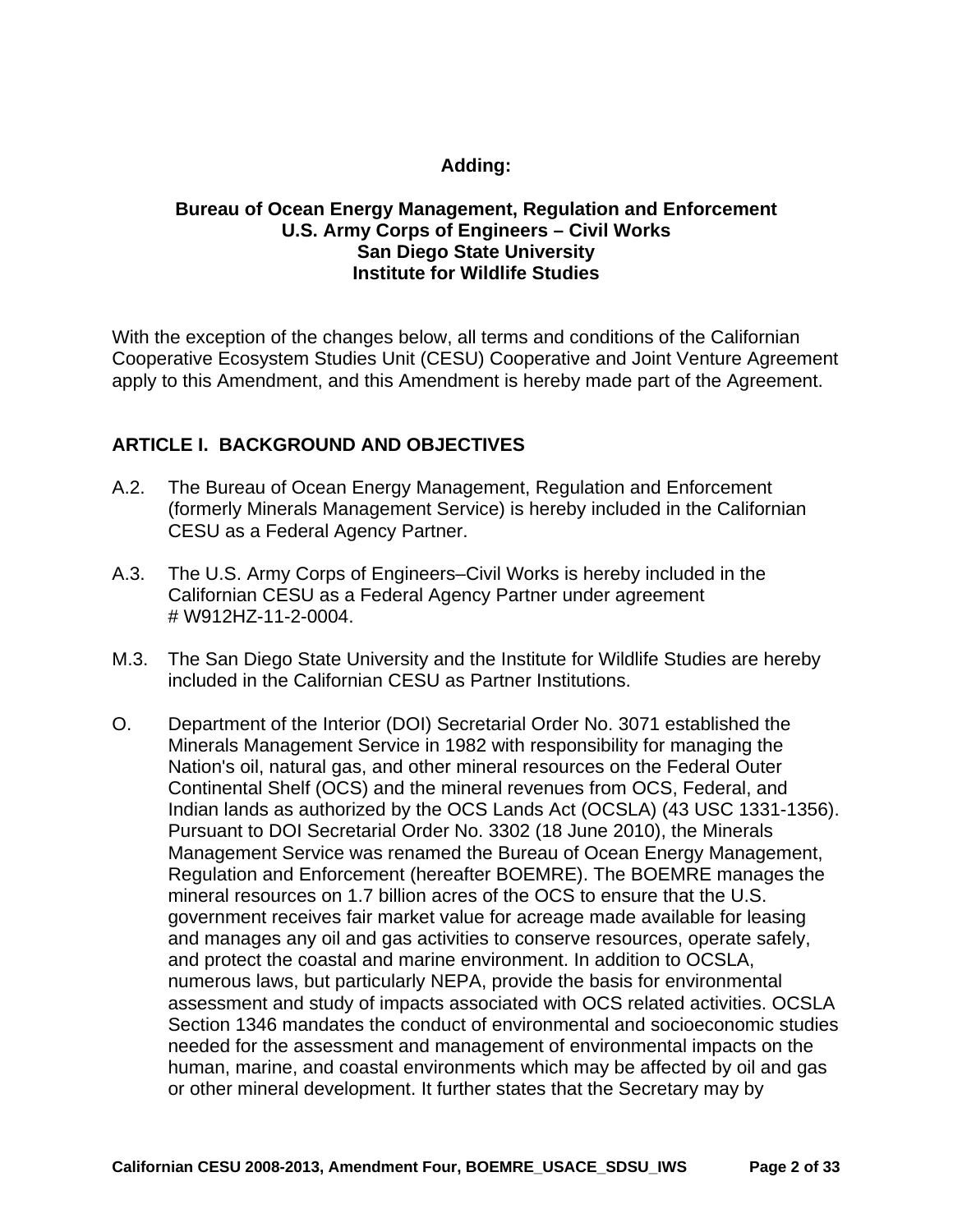**Adding:**

**Bureau of Ocean Energy Management, Regulation and Enforcement**
**U.S. Army Corps of Engineers – Civil Works**
**San Diego State University**
**Institute for Wildlife Studies**

With the exception of the changes below, all terms and conditions of the Californian Cooperative Ecosystem Studies Unit (CESU) Cooperative and Joint Venture Agreement apply to this Amendment, and this Amendment is hereby made part of the Agreement.

## ARTICLE I. BACKGROUND AND OBJECTIVES

A.2. The Bureau of Ocean Energy Management, Regulation and Enforcement (formerly Minerals Management Service) is hereby included in the Californian CESU as a Federal Agency Partner.

A.3. The U.S. Army Corps of Engineers–Civil Works is hereby included in the Californian CESU as a Federal Agency Partner under agreement # W912HZ-11-2-0004.

M.3. The San Diego State University and the Institute for Wildlife Studies are hereby included in the Californian CESU as Partner Institutions.

O. Department of the Interior (DOI) Secretarial Order No. 3071 established the Minerals Management Service in 1982 with responsibility for managing the Nation's oil, natural gas, and other mineral resources on the Federal Outer Continental Shelf (OCS) and the mineral revenues from OCS, Federal, and Indian lands as authorized by the OCS Lands Act (OCSLA) (43 USC 1331-1356). Pursuant to DOI Secretarial Order No. 3302 (18 June 2010), the Minerals Management Service was renamed the Bureau of Ocean Energy Management, Regulation and Enforcement (hereafter BOEMRE). The BOEMRE manages the mineral resources on 1.7 billion acres of the OCS to ensure that the U.S. government receives fair market value for acreage made available for leasing and manages any oil and gas activities to conserve resources, operate safely, and protect the coastal and marine environment. In addition to OCSLA, numerous laws, but particularly NEPA, provide the basis for environmental assessment and study of impacts associated with OCS related activities. OCSLA Section 1346 mandates the conduct of environmental and socioeconomic studies needed for the assessment and management of environmental impacts on the human, marine, and coastal environments which may be affected by oil and gas or other mineral development. It further states that the Secretary may by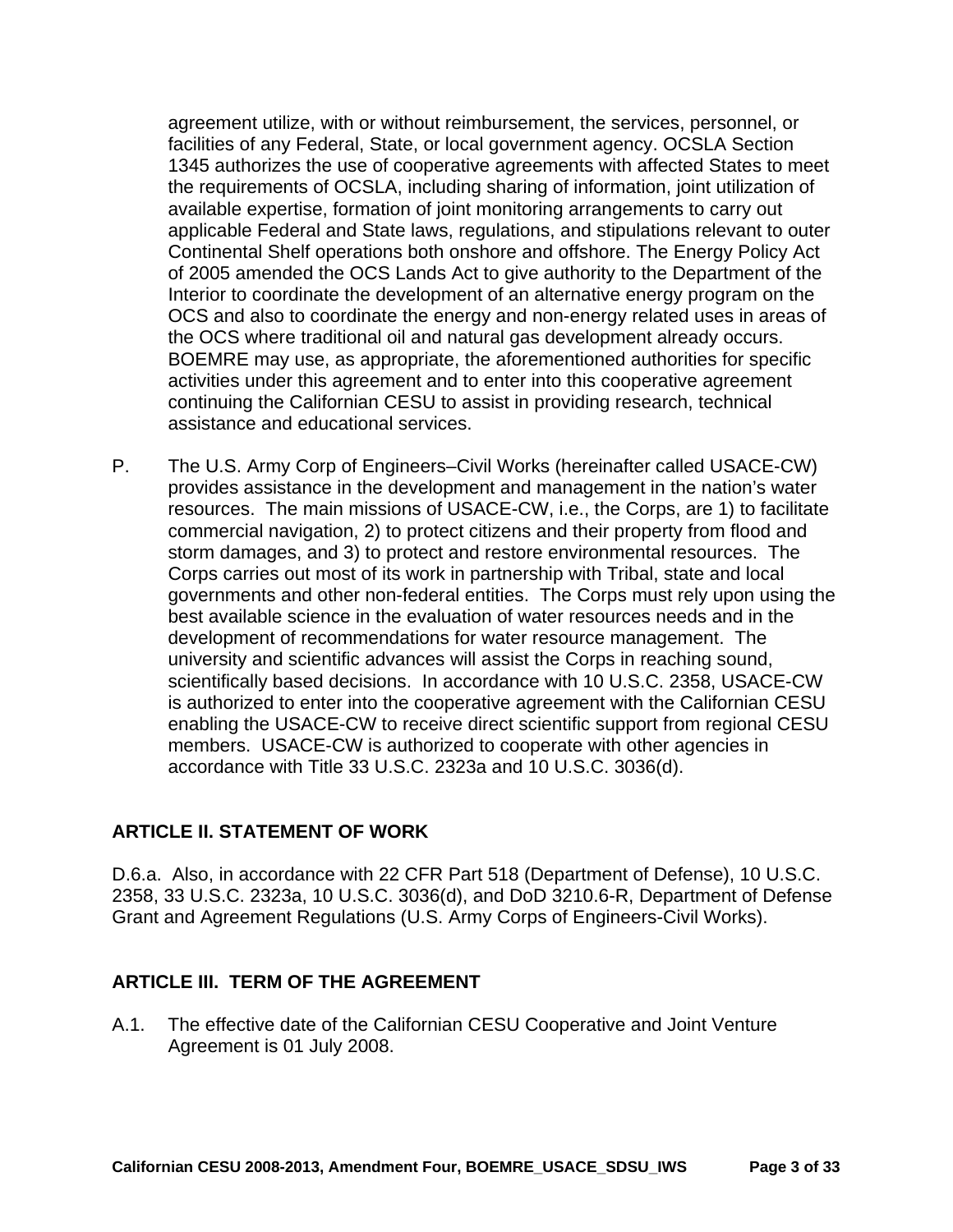agreement utilize, with or without reimbursement, the services, personnel, or facilities of any Federal, State, or local government agency. OCSLA Section 1345 authorizes the use of cooperative agreements with affected States to meet the requirements of OCSLA, including sharing of information, joint utilization of available expertise, formation of joint monitoring arrangements to carry out applicable Federal and State laws, regulations, and stipulations relevant to outer Continental Shelf operations both onshore and offshore. The Energy Policy Act of 2005 amended the OCS Lands Act to give authority to the Department of the Interior to coordinate the development of an alternative energy program on the OCS and also to coordinate the energy and non-energy related uses in areas of the OCS where traditional oil and natural gas development already occurs. BOEMRE may use, as appropriate, the aforementioned authorities for specific activities under this agreement and to enter into this cooperative agreement continuing the Californian CESU to assist in providing research, technical assistance and educational services.

P. The U.S. Army Corp of Engineers–Civil Works (hereinafter called USACE-CW) provides assistance in the development and management in the nation's water resources. The main missions of USACE-CW, i.e., the Corps, are 1) to facilitate commercial navigation, 2) to protect citizens and their property from flood and storm damages, and 3) to protect and restore environmental resources. The Corps carries out most of its work in partnership with Tribal, state and local governments and other non-federal entities. The Corps must rely upon using the best available science in the evaluation of water resources needs and in the development of recommendations for water resource management. The university and scientific advances will assist the Corps in reaching sound, scientifically based decisions. In accordance with 10 U.S.C. 2358, USACE-CW is authorized to enter into the cooperative agreement with the Californian CESU enabling the USACE-CW to receive direct scientific support from regional CESU members. USACE-CW is authorized to cooperate with other agencies in accordance with Title 33 U.S.C. 2323a and 10 U.S.C. 3036(d).

## ARTICLE II. STATEMENT OF WORK

D.6.a. Also, in accordance with 22 CFR Part 518 (Department of Defense), 10 U.S.C. 2358, 33 U.S.C. 2323a, 10 U.S.C. 3036(d), and DoD 3210.6-R, Department of Defense Grant and Agreement Regulations (U.S. Army Corps of Engineers-Civil Works).

## ARTICLE III. TERM OF THE AGREEMENT

A.1. The effective date of the Californian CESU Cooperative and Joint Venture Agreement is 01 July 2008.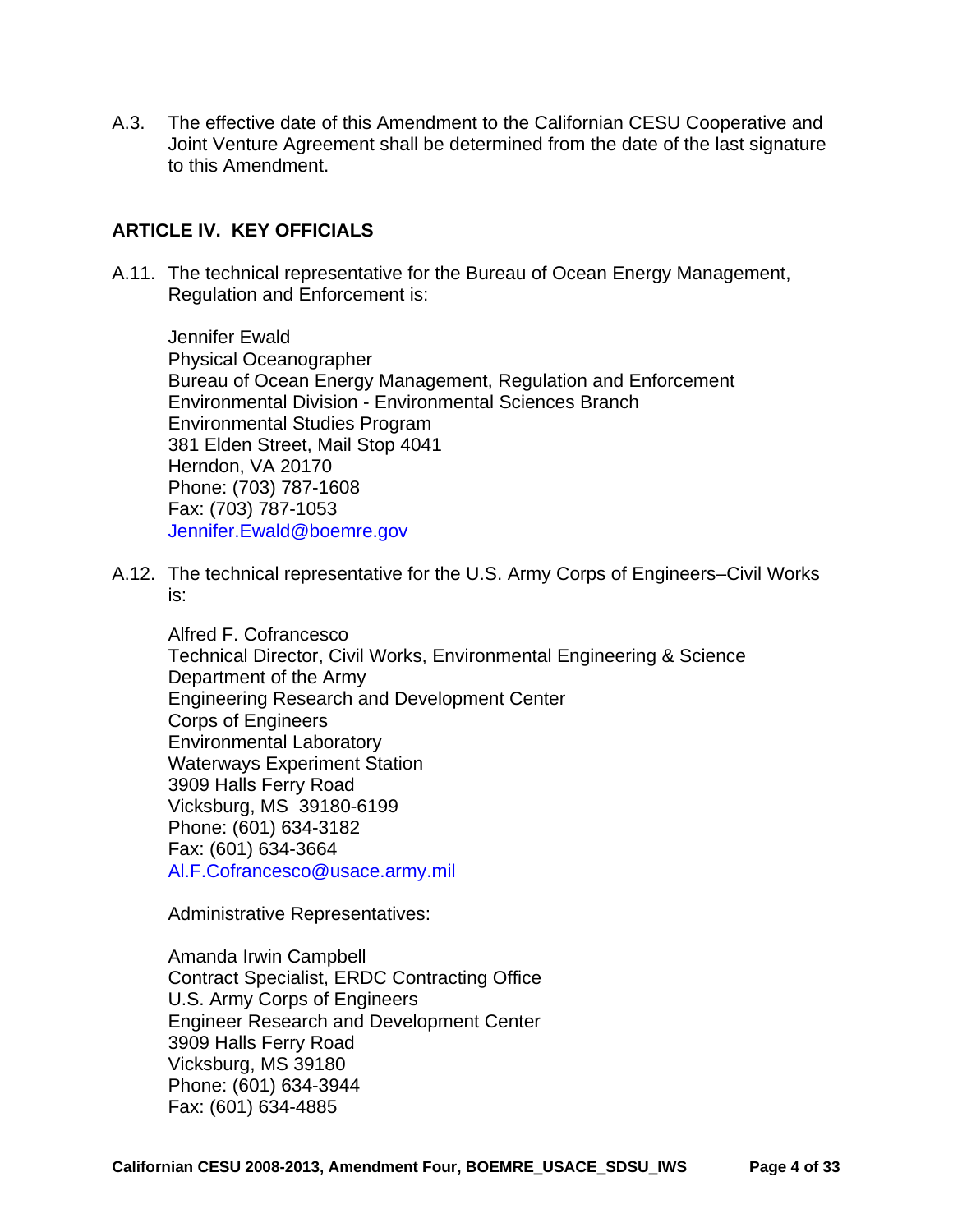A.3. The effective date of this Amendment to the Californian CESU Cooperative and Joint Venture Agreement shall be determined from the date of the last signature to this Amendment.

## ARTICLE IV. KEY OFFICIALS

A.11. The technical representative for the Bureau of Ocean Energy Management, Regulation and Enforcement is:

Jennifer Ewald
Physical Oceanographer
Bureau of Ocean Energy Management, Regulation and Enforcement
Environmental Division - Environmental Sciences Branch
Environmental Studies Program
381 Elden Street, Mail Stop 4041
Herndon, VA 20170
Phone: (703) 787-1608
Fax: (703) 787-1053
Jennifer.Ewald@boemre.gov

A.12. The technical representative for the U.S. Army Corps of Engineers–Civil Works is:

Alfred F. Cofrancesco
Technical Director, Civil Works, Environmental Engineering & Science
Department of the Army
Engineering Research and Development Center
Corps of Engineers
Environmental Laboratory
Waterways Experiment Station
3909 Halls Ferry Road
Vicksburg, MS 39180-6199
Phone: (601) 634-3182
Fax: (601) 634-3664
Al.F.Cofrancesco@usace.army.mil

Administrative Representatives:

Amanda Irwin Campbell
Contract Specialist, ERDC Contracting Office
U.S. Army Corps of Engineers
Engineer Research and Development Center
3909 Halls Ferry Road
Vicksburg, MS 39180
Phone: (601) 634-3944
Fax: (601) 634-4885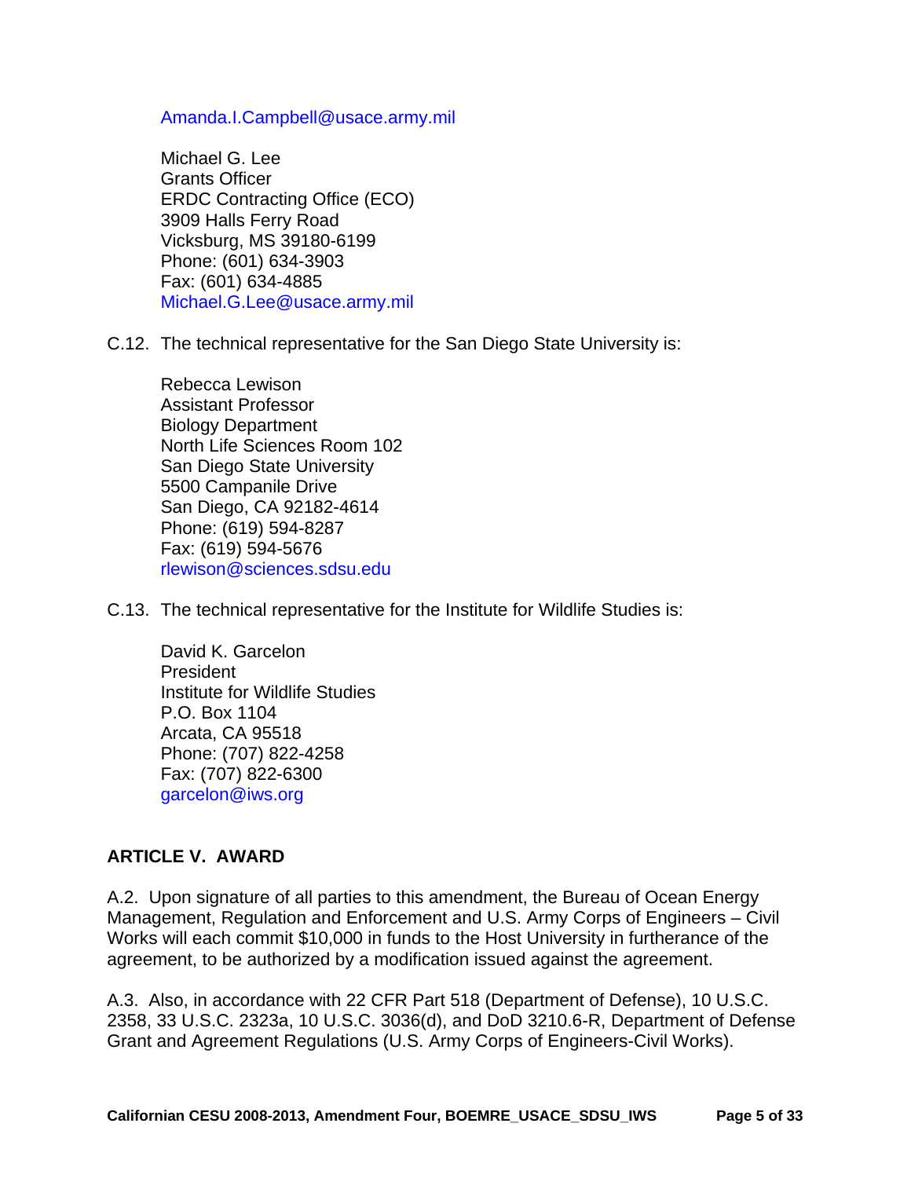Amanda.I.Campbell@usace.army.mil

Michael G. Lee
Grants Officer
ERDC Contracting Office (ECO)
3909 Halls Ferry Road
Vicksburg, MS 39180-6199
Phone: (601) 634-3903
Fax: (601) 634-4885
Michael.G.Lee@usace.army.mil

C.12. The technical representative for the San Diego State University is:

Rebecca Lewison
Assistant Professor
Biology Department
North Life Sciences Room 102
San Diego State University
5500 Campanile Drive
San Diego, CA 92182-4614
Phone: (619) 594-8287
Fax: (619) 594-5676
rlewison@sciences.sdsu.edu

C.13. The technical representative for the Institute for Wildlife Studies is:

David K. Garcelon
President
Institute for Wildlife Studies
P.O. Box 1104
Arcata, CA 95518
Phone: (707) 822-4258
Fax: (707) 822-6300
garcelon@iws.org

**ARTICLE V. AWARD**

A.2. Upon signature of all parties to this amendment, the Bureau of Ocean Energy Management, Regulation and Enforcement and U.S. Army Corps of Engineers – Civil Works will each commit $10,000 in funds to the Host University in furtherance of the agreement, to be authorized by a modification issued against the agreement.

A.3. Also, in accordance with 22 CFR Part 518 (Department of Defense), 10 U.S.C. 2358, 33 U.S.C. 2323a, 10 U.S.C. 3036(d), and DoD 3210.6-R, Department of Defense Grant and Agreement Regulations (U.S. Army Corps of Engineers-Civil Works).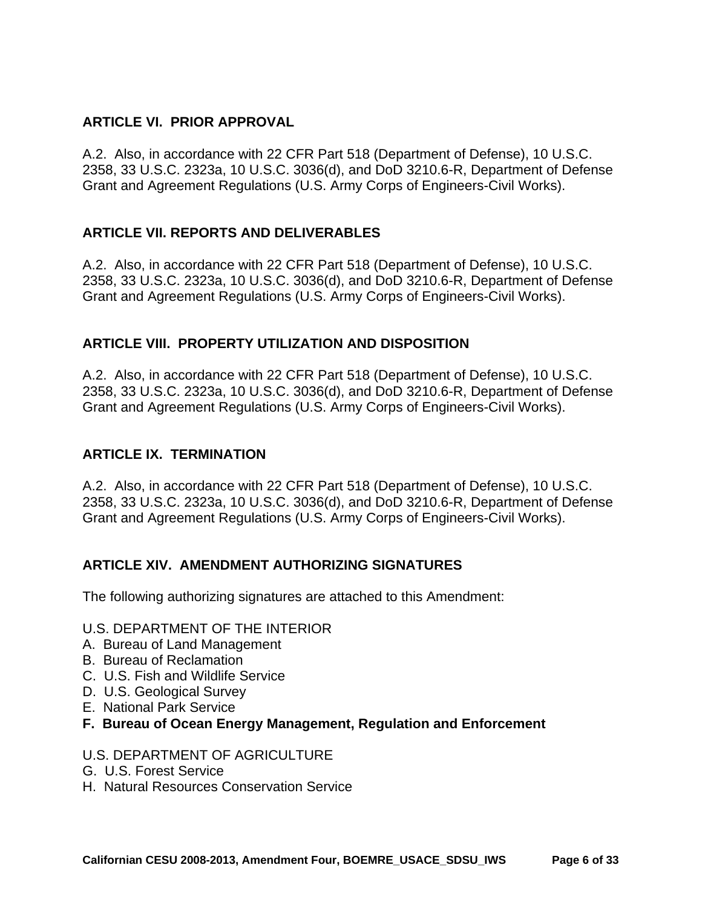## ARTICLE VI. PRIOR APPROVAL

A.2. Also, in accordance with 22 CFR Part 518 (Department of Defense), 10 U.S.C. 2358, 33 U.S.C. 2323a, 10 U.S.C. 3036(d), and DoD 3210.6-R, Department of Defense Grant and Agreement Regulations (U.S. Army Corps of Engineers-Civil Works).

## ARTICLE VII. REPORTS AND DELIVERABLES

A.2. Also, in accordance with 22 CFR Part 518 (Department of Defense), 10 U.S.C. 2358, 33 U.S.C. 2323a, 10 U.S.C. 3036(d), and DoD 3210.6-R, Department of Defense Grant and Agreement Regulations (U.S. Army Corps of Engineers-Civil Works).

## ARTICLE VIII. PROPERTY UTILIZATION AND DISPOSITION

A.2. Also, in accordance with 22 CFR Part 518 (Department of Defense), 10 U.S.C. 2358, 33 U.S.C. 2323a, 10 U.S.C. 3036(d), and DoD 3210.6-R, Department of Defense Grant and Agreement Regulations (U.S. Army Corps of Engineers-Civil Works).

## ARTICLE IX. TERMINATION

A.2. Also, in accordance with 22 CFR Part 518 (Department of Defense), 10 U.S.C. 2358, 33 U.S.C. 2323a, 10 U.S.C. 3036(d), and DoD 3210.6-R, Department of Defense Grant and Agreement Regulations (U.S. Army Corps of Engineers-Civil Works).

## ARTICLE XIV. AMENDMENT AUTHORIZING SIGNATURES

The following authorizing signatures are attached to this Amendment:

U.S. DEPARTMENT OF THE INTERIOR
A. Bureau of Land Management
B. Bureau of Reclamation
C. U.S. Fish and Wildlife Service
D. U.S. Geological Survey
E. National Park Service
**F. Bureau of Ocean Energy Management, Regulation and Enforcement**

U.S. DEPARTMENT OF AGRICULTURE
G. U.S. Forest Service
H. Natural Resources Conservation Service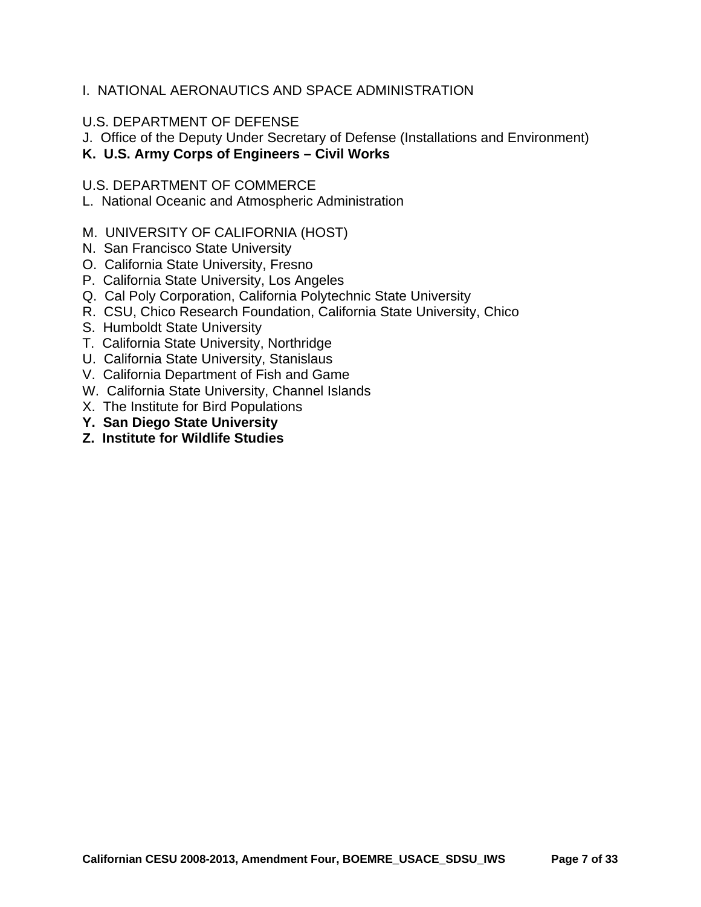I. NATIONAL AERONAUTICS AND SPACE ADMINISTRATION

U.S. DEPARTMENT OF DEFENSE

J. Office of the Deputy Under Secretary of Defense (Installations and Environment)

**K. U.S. Army Corps of Engineers – Civil Works**

U.S. DEPARTMENT OF COMMERCE

L. National Oceanic and Atmospheric Administration

M. UNIVERSITY OF CALIFORNIA (HOST)

N. San Francisco State University

O. California State University, Fresno

P. California State University, Los Angeles

Q. Cal Poly Corporation, California Polytechnic State University

R. CSU, Chico Research Foundation, California State University, Chico

S. Humboldt State University

T. California State University, Northridge

U. California State University, Stanislaus

V. California Department of Fish and Game

W. California State University, Channel Islands

X. The Institute for Bird Populations

**Y. San Diego State University**

**Z. Institute for Wildlife Studies**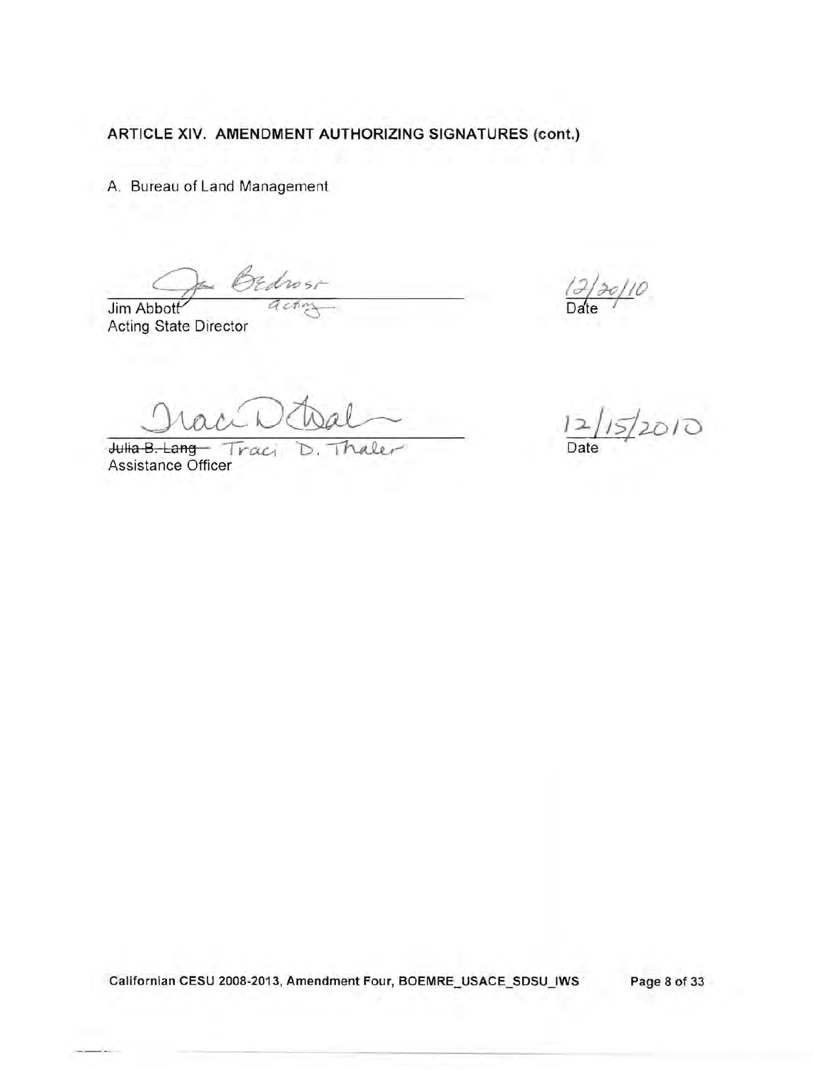## ARTICLE XIV. AMENDMENT AUTHORIZING SIGNATURES (cont.)

A. Bureau of Land Management

Jim Abbott (signed: Jim Bedrosi, acting)
Acting State Director

Date: 12/20/10

~~Julia B. Lang~~ Traci D. Thaler
Assistance Officer

Date: 12/15/2010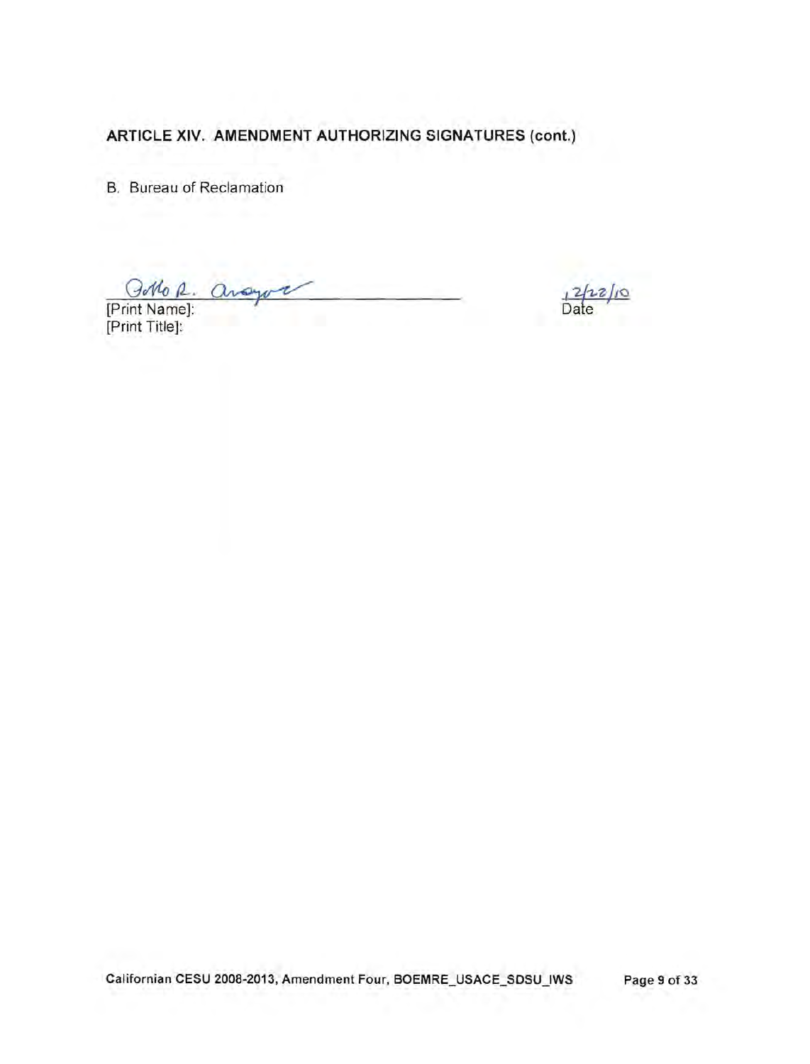## ARTICLE XIV. AMENDMENT AUTHORIZING SIGNATURES (cont.)

B. Bureau of Reclamation

Gotto R. Arroyo ______________________ 12/22/10

[Print Name]: Date

[Print Title]: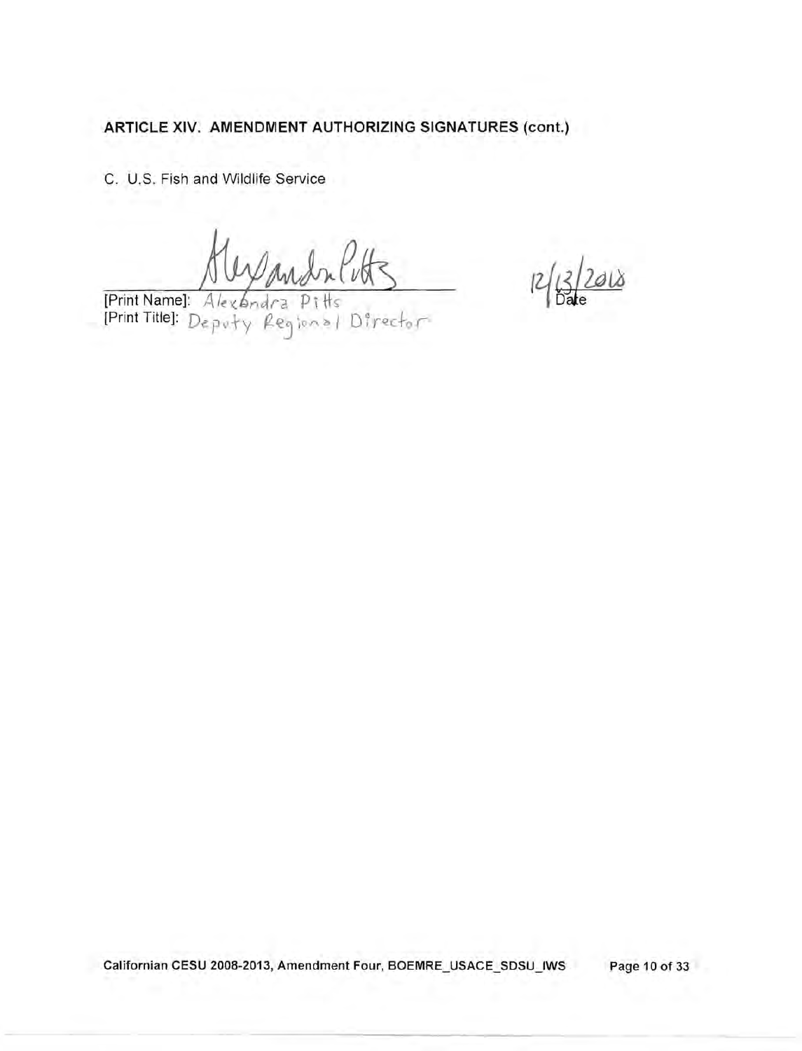## ARTICLE XIV. AMENDMENT AUTHORIZING SIGNATURES (cont.)

C. U.S. Fish and Wildlife Service

[Print Name]: Alexandra Pitts
[Print Title]: Deputy Regional Director

12/13/2010
Date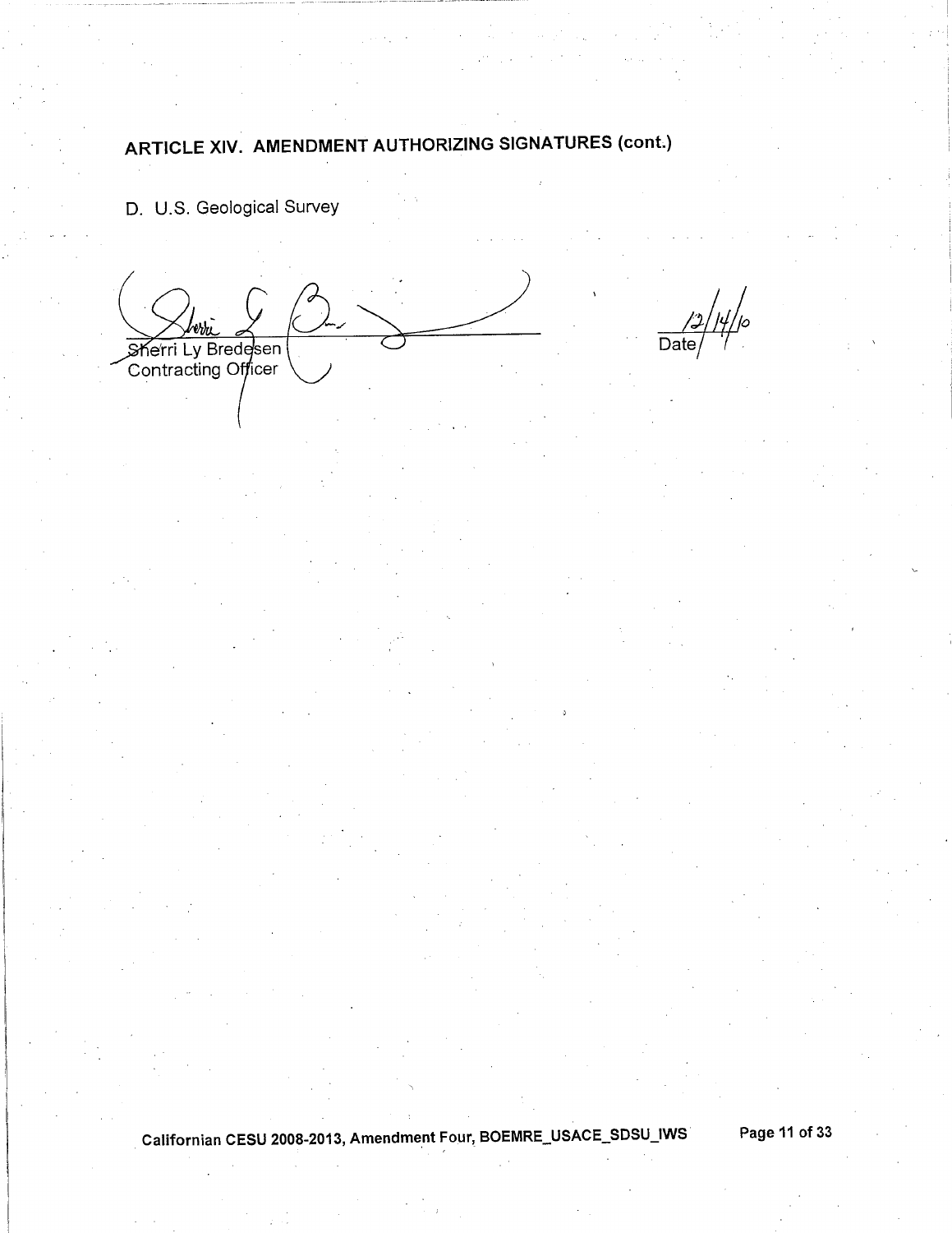## ARTICLE XIV. AMENDMENT AUTHORIZING SIGNATURES (cont.)

D. U.S. Geological Survey

Sherri Ly Bredesen
Contracting Officer

12/14/10
Date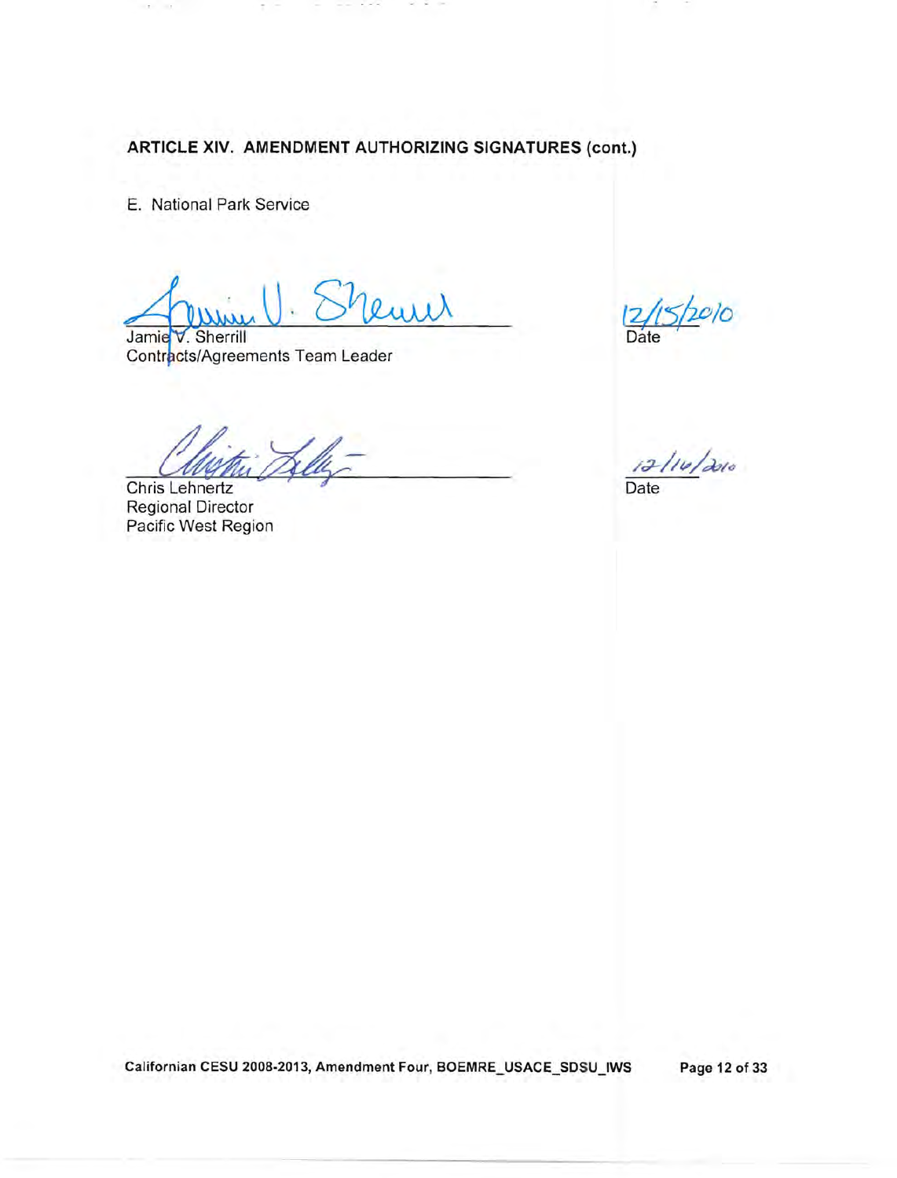**ARTICLE XIV. AMENDMENT AUTHORIZING SIGNATURES (cont.)**

E. National Park Service

Jamie V. Sherrill
Contracts/Agreements Team Leader

12/15/2010
Date

Chris Lehnertz
Regional Director
Pacific West Region

12/16/2010
Date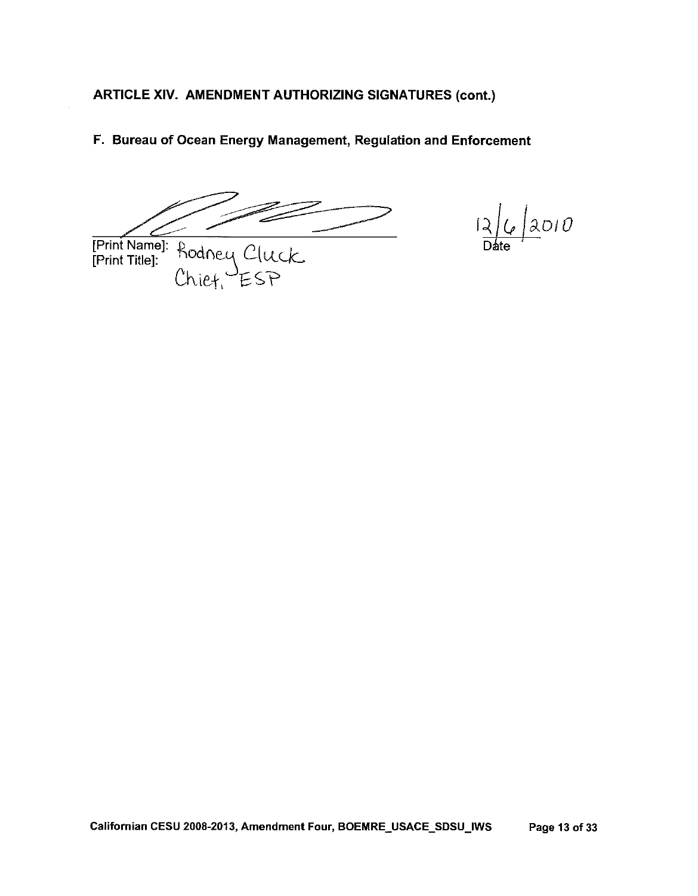## ARTICLE XIV. AMENDMENT AUTHORIZING SIGNATURES (cont.)

### F. Bureau of Ocean Energy Management, Regulation and Enforcement

[Print Name]: Rodney Cluck
[Print Title]: Chief, ESP

12/6/2010
Date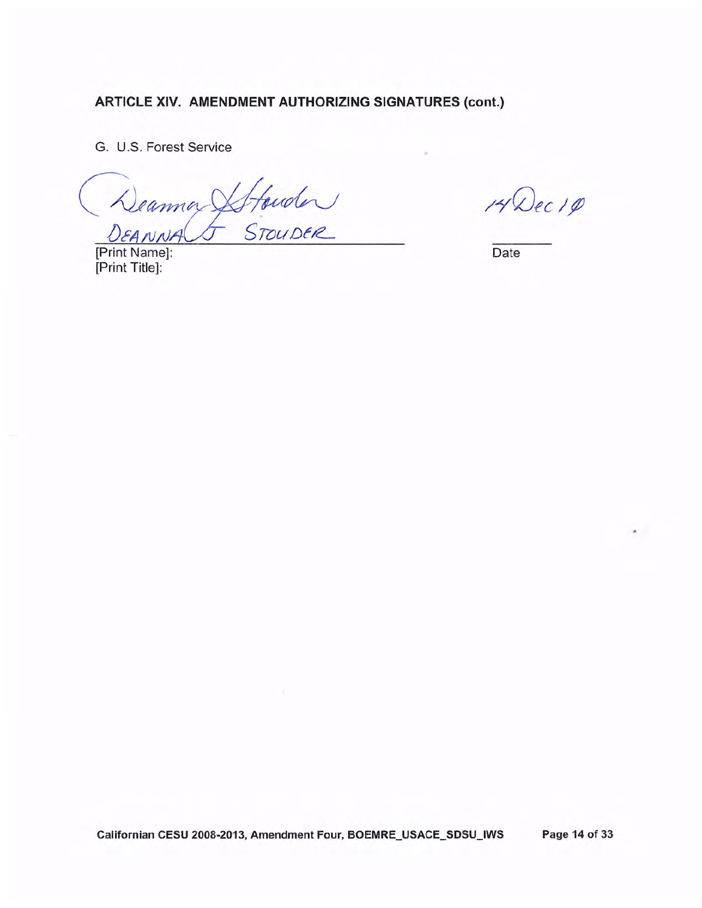**ARTICLE XIV. AMENDMENT AUTHORIZING SIGNATURES (cont.)**

G. U.S. Forest Service

Deanna J Stouder
DEANNA J STOUDER

[Print Name]:
[Print Title]:

14 Dec 10

Date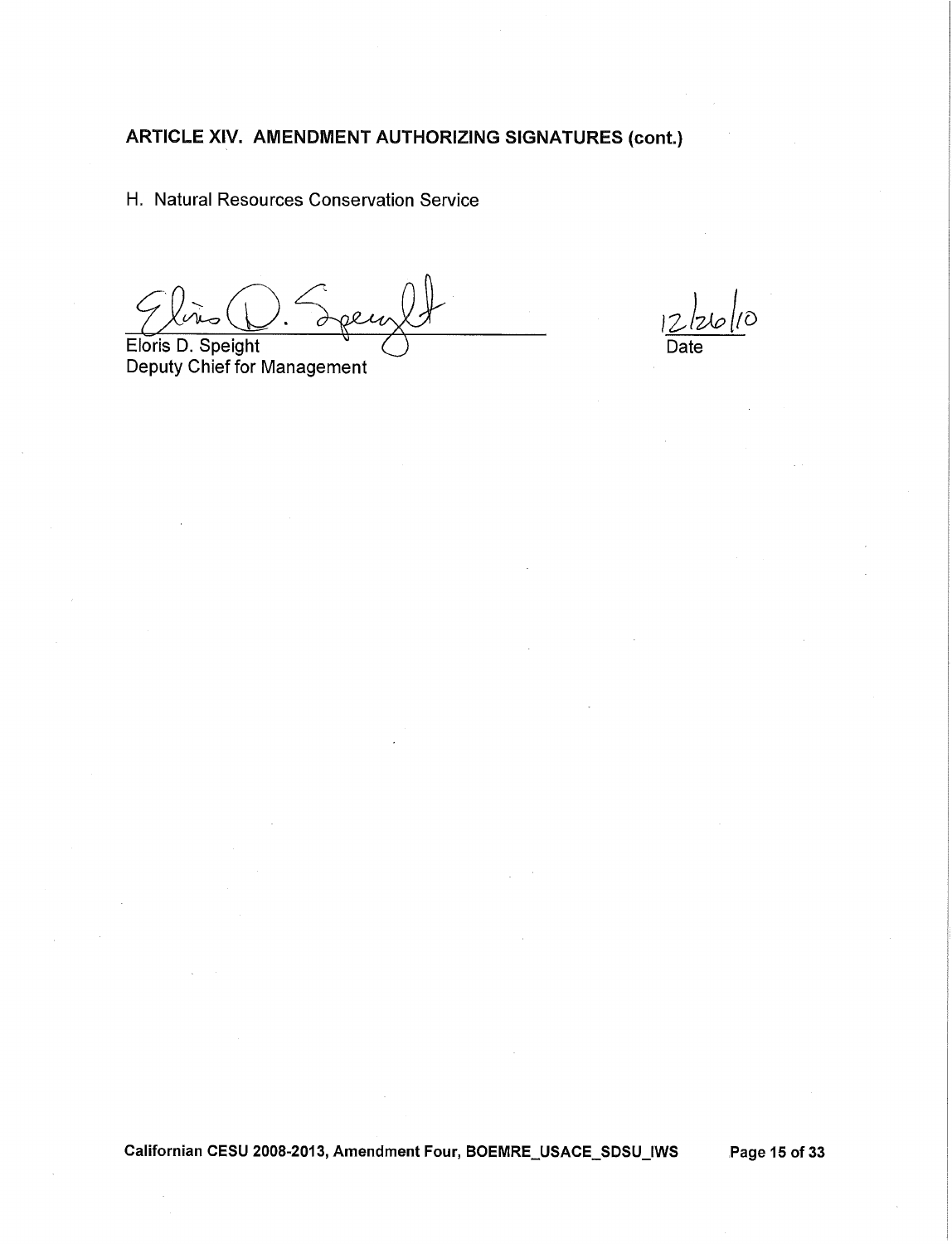## ARTICLE XIV. AMENDMENT AUTHORIZING SIGNATURES (cont.)

H. Natural Resources Conservation Service

Eloris D. Speight
Deputy Chief for Management

12/26/10
Date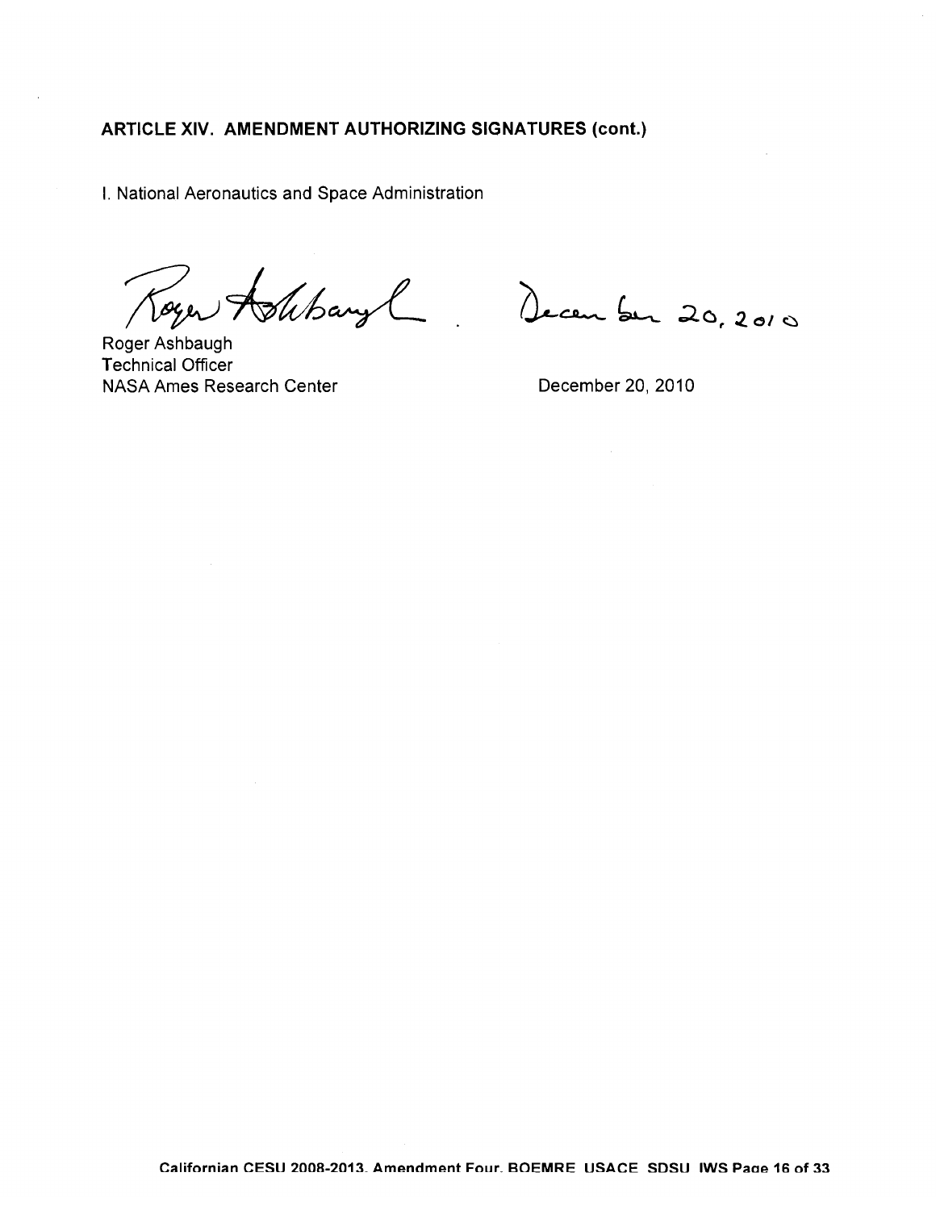**ARTICLE XIV. AMENDMENT AUTHORIZING SIGNATURES (cont.)**

I. National Aeronautics and Space Administration

Roger Ashbaugh
Technical Officer
NASA Ames Research Center

December 20, 2010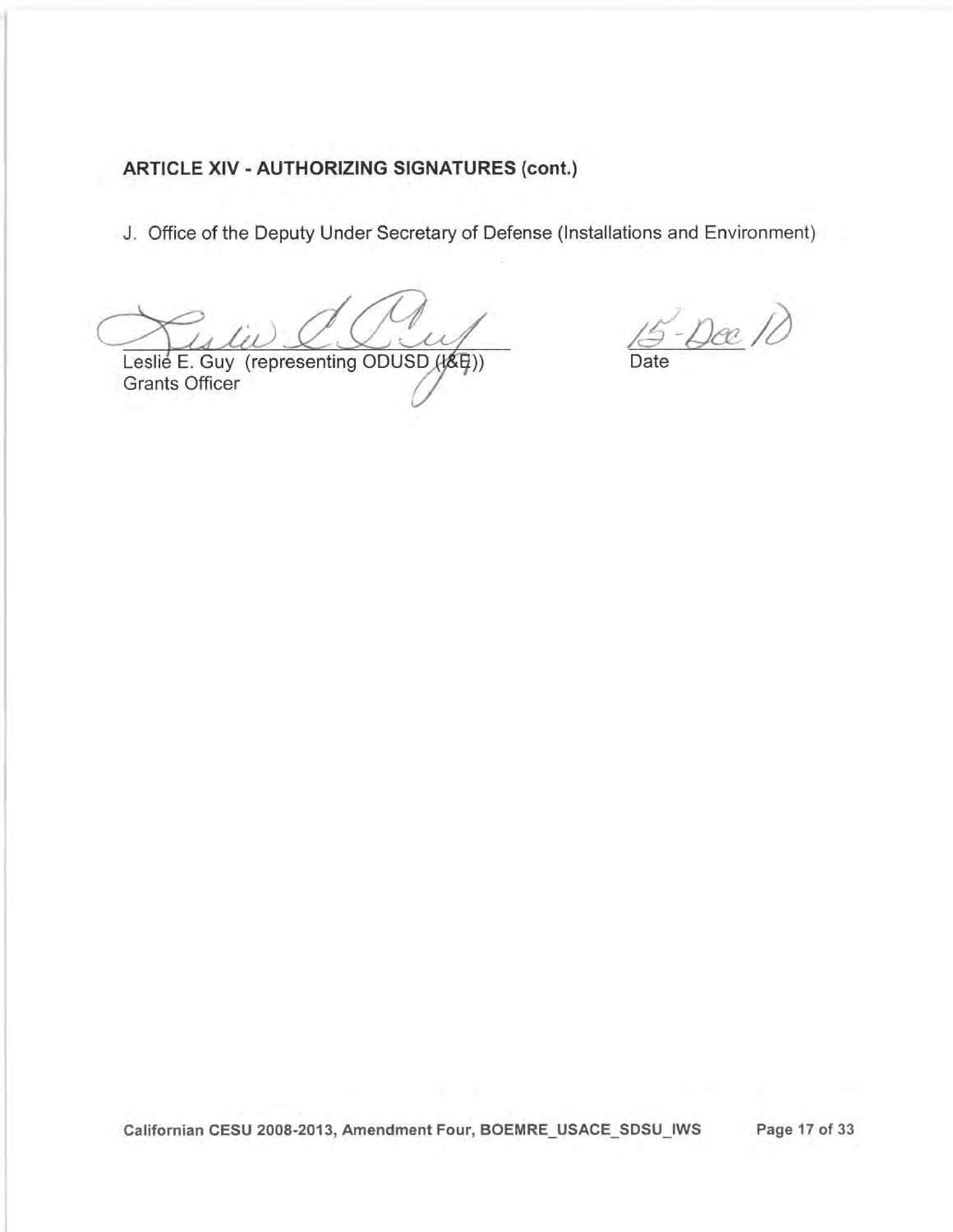**ARTICLE XIV - AUTHORIZING SIGNATURES (cont.)**

J. Office of the Deputy Under Secretary of Defense (Installations and Environment)

Leslie E. Guy (representing ODUSD (I&E))
Grants Officer

15-Dec 10
Date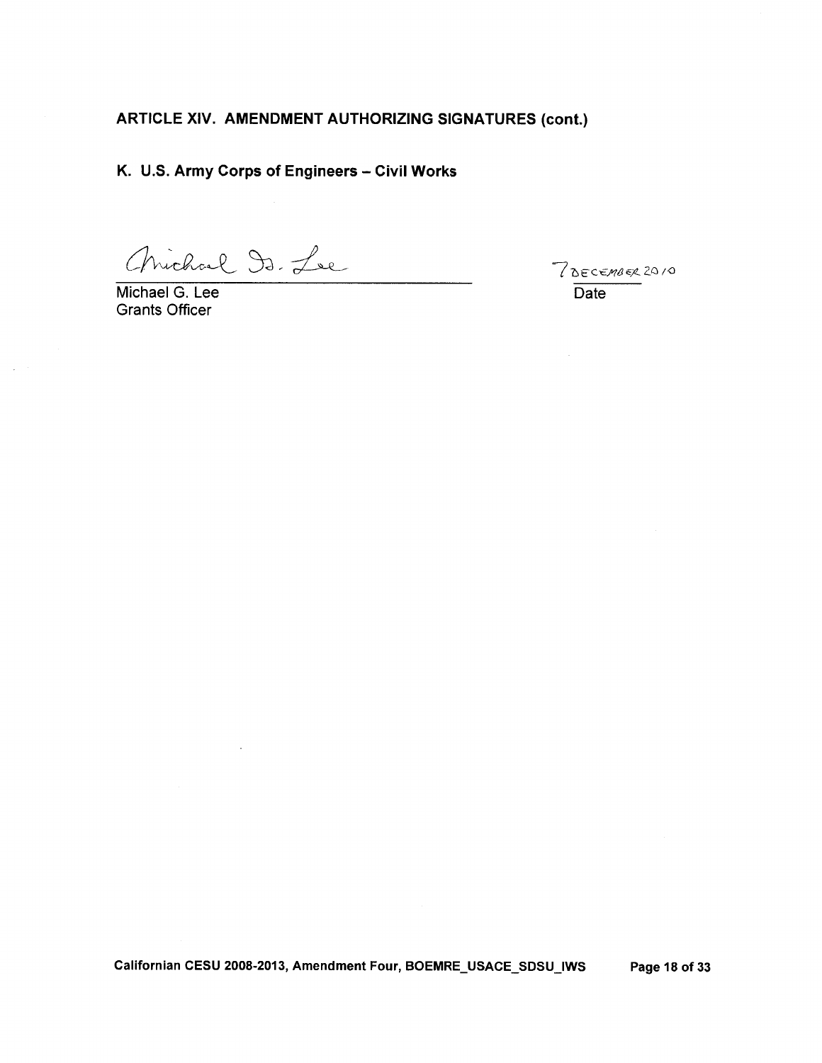**ARTICLE XIV. AMENDMENT AUTHORIZING SIGNATURES (cont.)**

**K. U.S. Army Corps of Engineers – Civil Works**

Michael G. Lee
Grants Officer

7 DECEMBER 2010
Date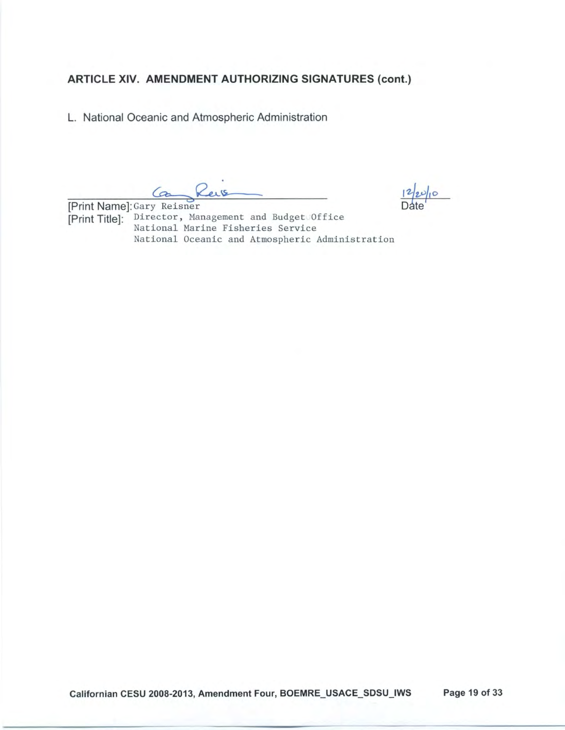**ARTICLE XIV. AMENDMENT AUTHORIZING SIGNATURES (cont.)**

L. National Oceanic and Atmospheric Administration

[Print Name]: Gary Reisner
[Print Title]: Director, Management and Budget Office
National Marine Fisheries Service
National Oceanic and Atmospheric Administration

12/20/10
Date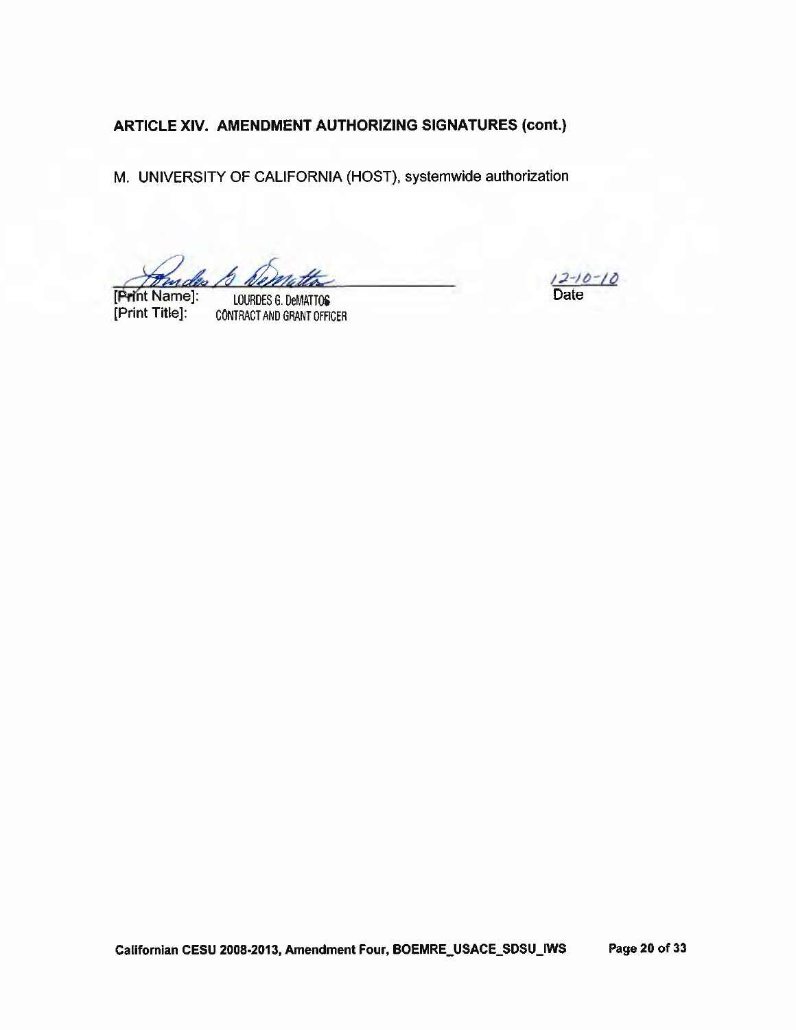## ARTICLE XIV. AMENDMENT AUTHORIZING SIGNATURES (cont.)

M. UNIVERSITY OF CALIFORNIA (HOST), systemwide authorization

[Print Name]: LOURDES G. DeMATTOS
[Print Title]: CONTRACT AND GRANT OFFICER

12-10-10
Date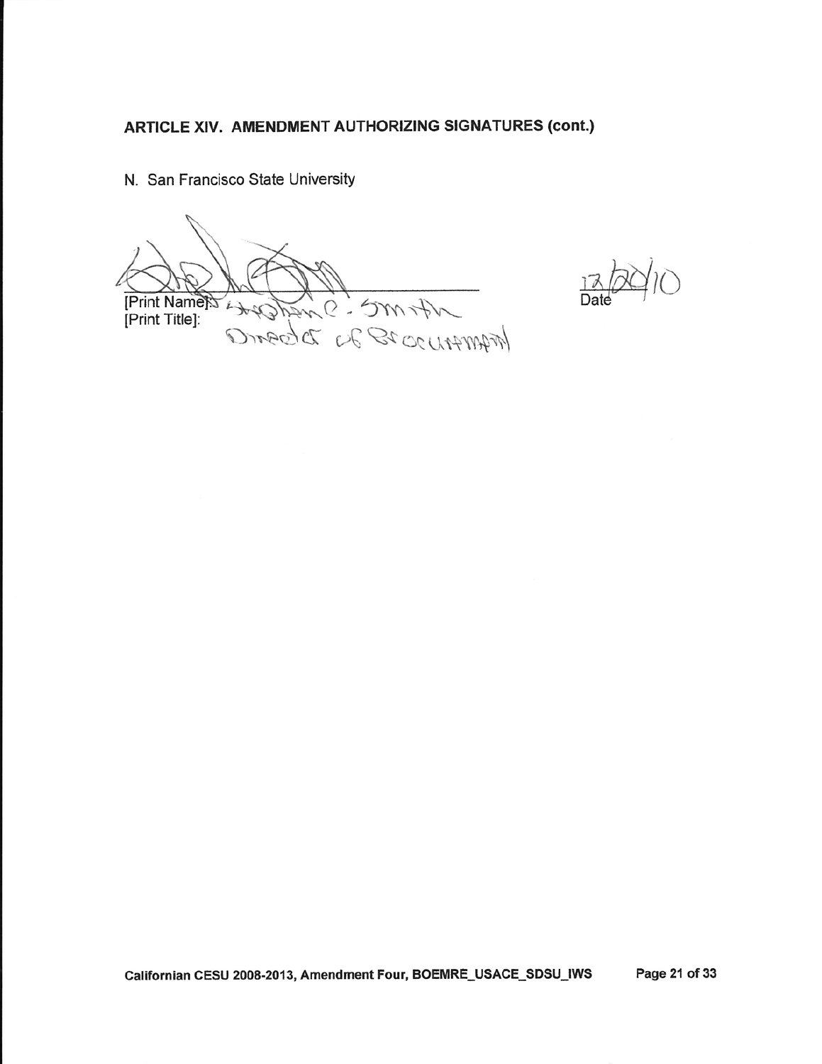## ARTICLE XIV. AMENDMENT AUTHORIZING SIGNATURES (cont.)

N. San Francisco State University

[Print Name]: Stephanie . Smith
[Print Title]: Director of Procurement

12/20/10
Date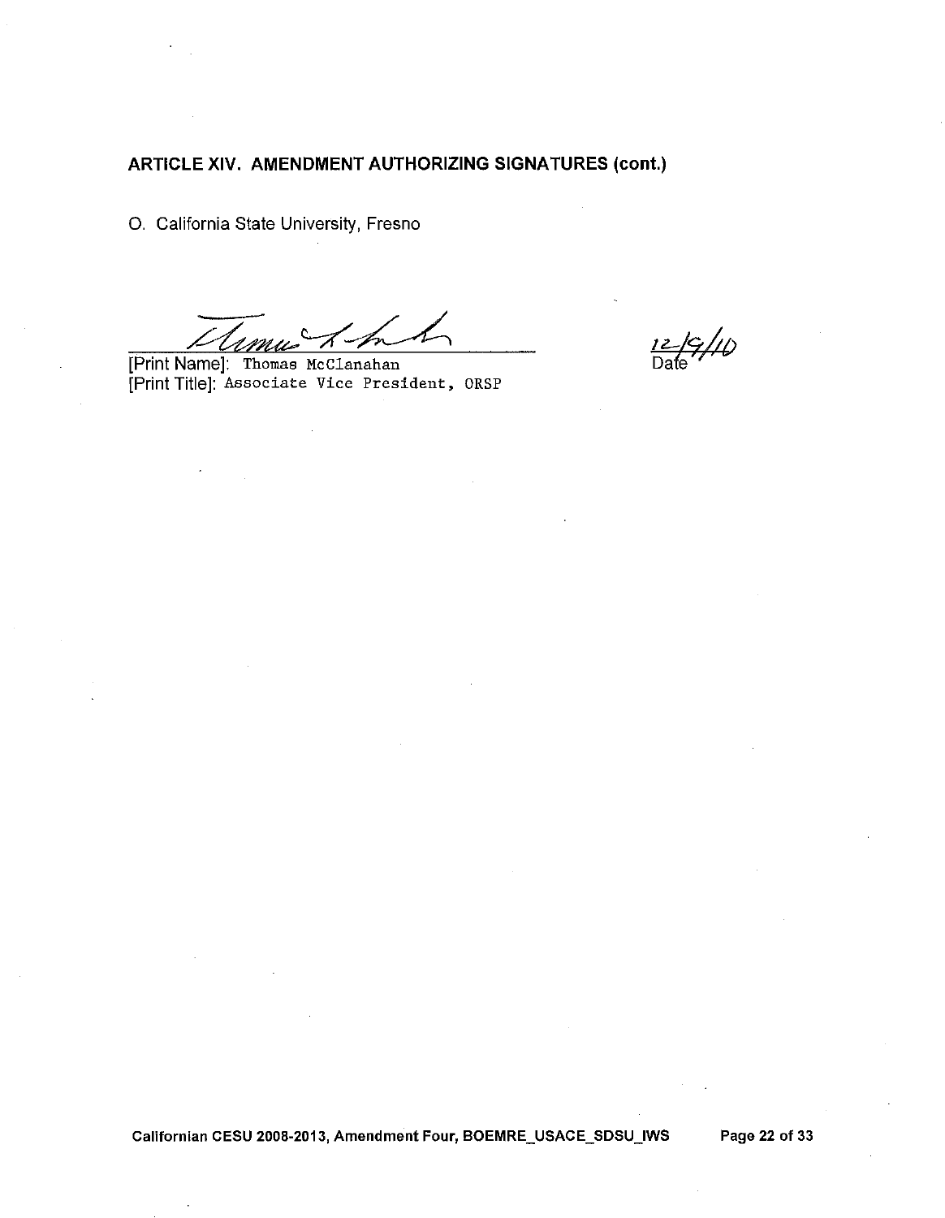**ARTICLE XIV. AMENDMENT AUTHORIZING SIGNATURES (cont.)**

O. California State University, Fresno

[Print Name]: Thomas McClanahan
[Print Title]: Associate Vice President, ORSP

12/9/10
Date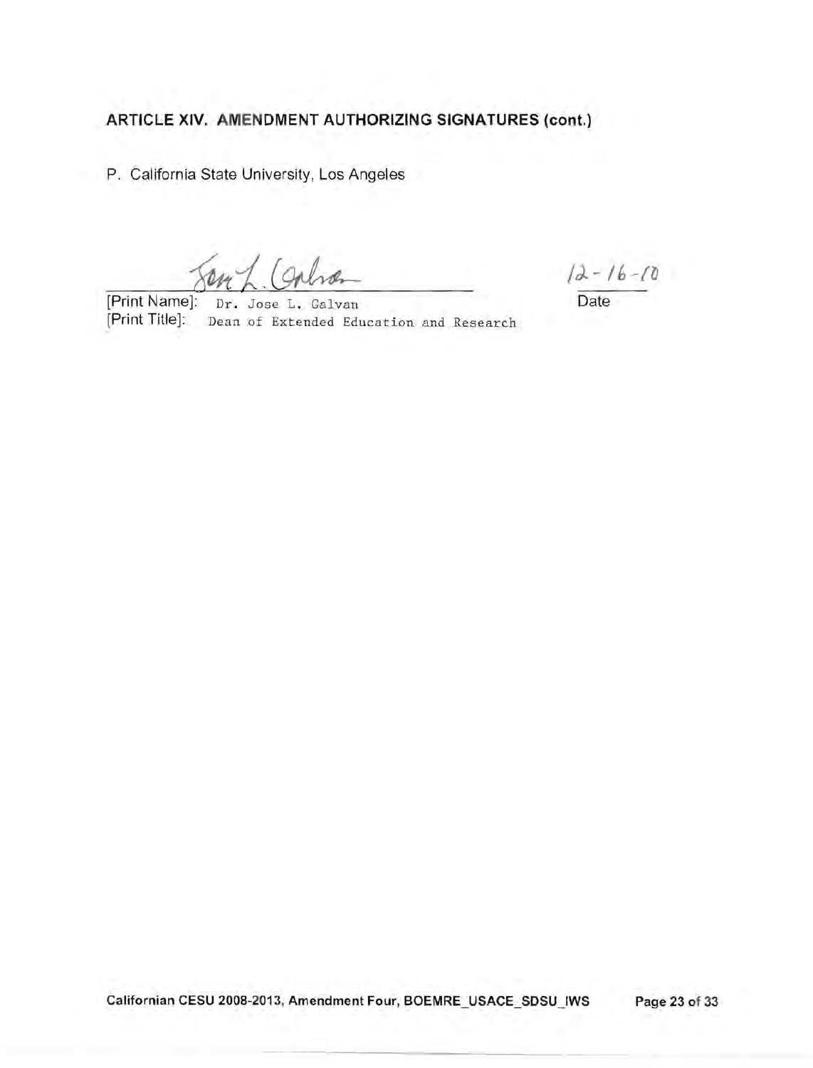**ARTICLE XIV. AMENDMENT AUTHORIZING SIGNATURES (cont.)**

P. California State University, Los Angeles

[Print Name]: Dr. Jose L. Galvan
[Print Title]: Dean of Extended Education and Research

12-16-10
Date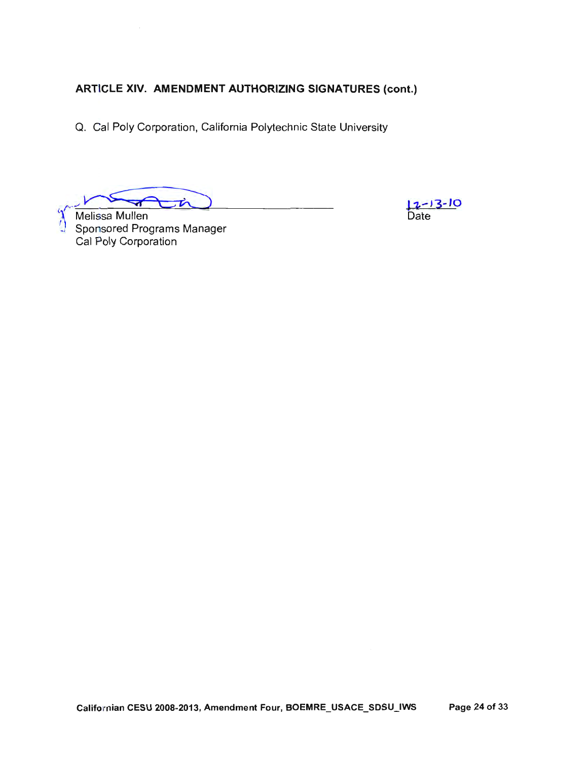**ARTICLE XIV. AMENDMENT AUTHORIZING SIGNATURES (cont.)**

Q. Cal Poly Corporation, California Polytechnic State University

Melissa Mullen
Sponsored Programs Manager
Cal Poly Corporation

12-13-10
Date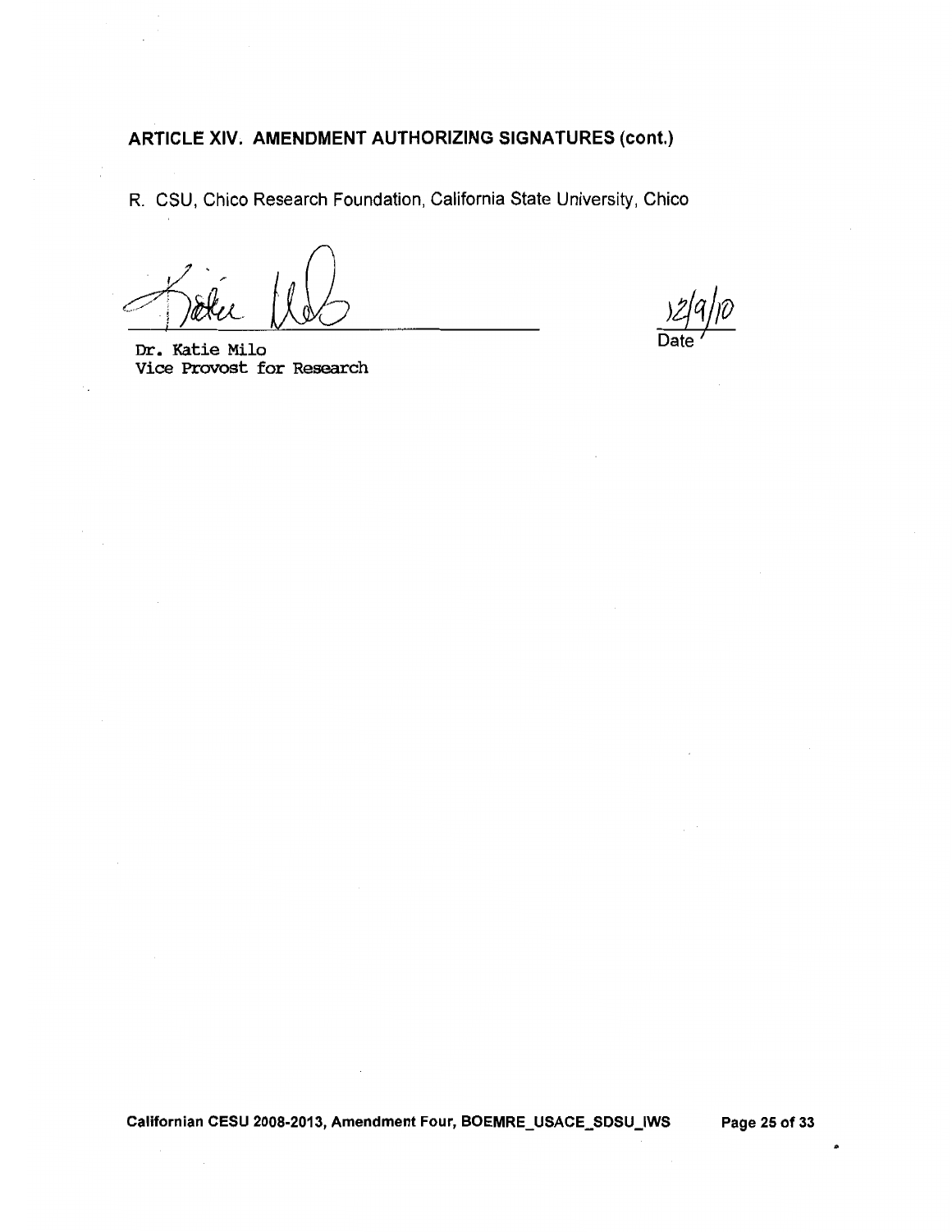**ARTICLE XIV. AMENDMENT AUTHORIZING SIGNATURES (cont.)**

R. CSU, Chico Research Foundation, California State University, Chico

Dr. Katie Milo
Vice Provost for Research

12/9/10
Date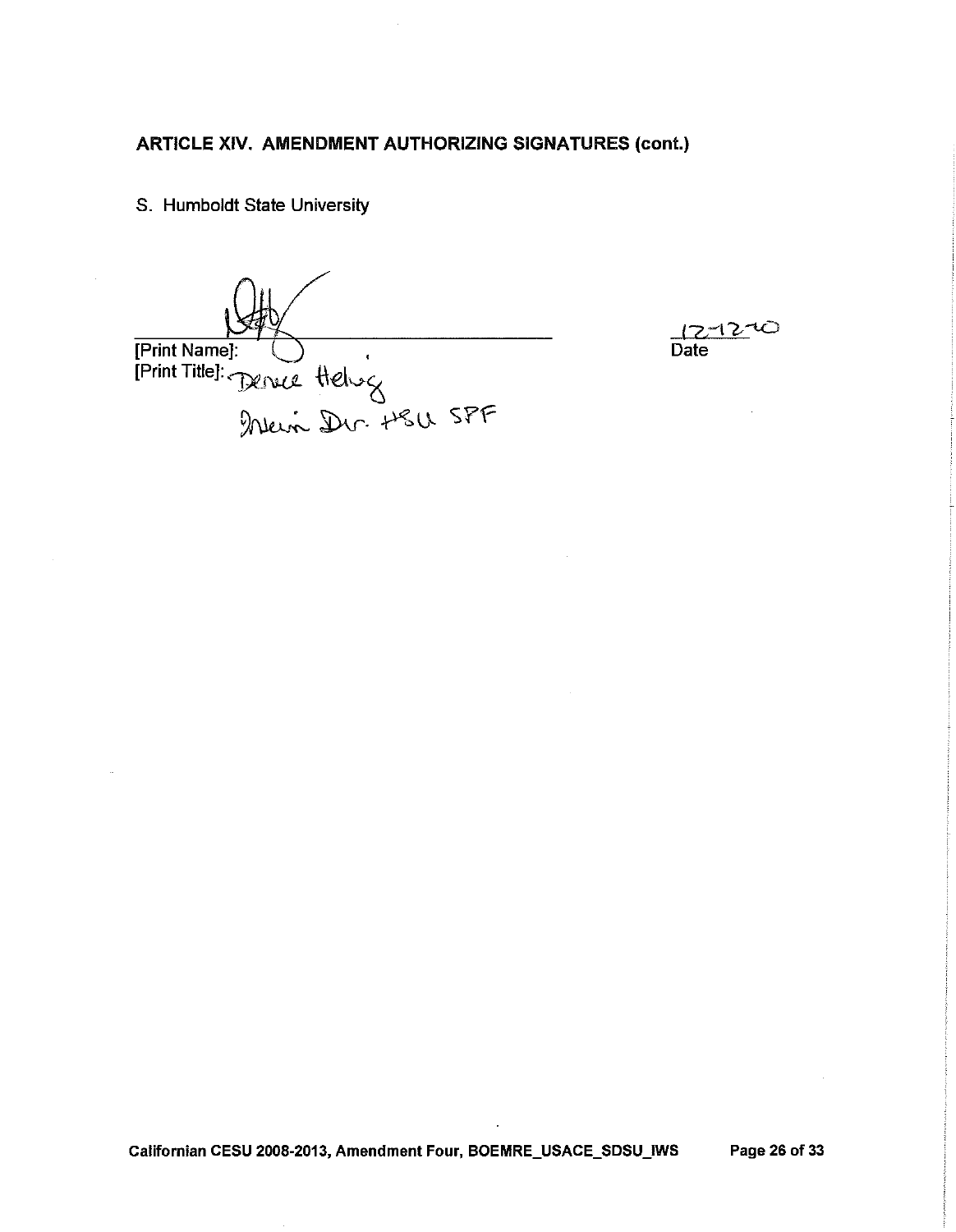## ARTICLE XIV. AMENDMENT AUTHORIZING SIGNATURES (cont.)

S. Humboldt State University

_________________________________________ 12-12-10

[Print Name]: Date

[Print Title]: Denice Helwig

Interim Dir. HSU SPF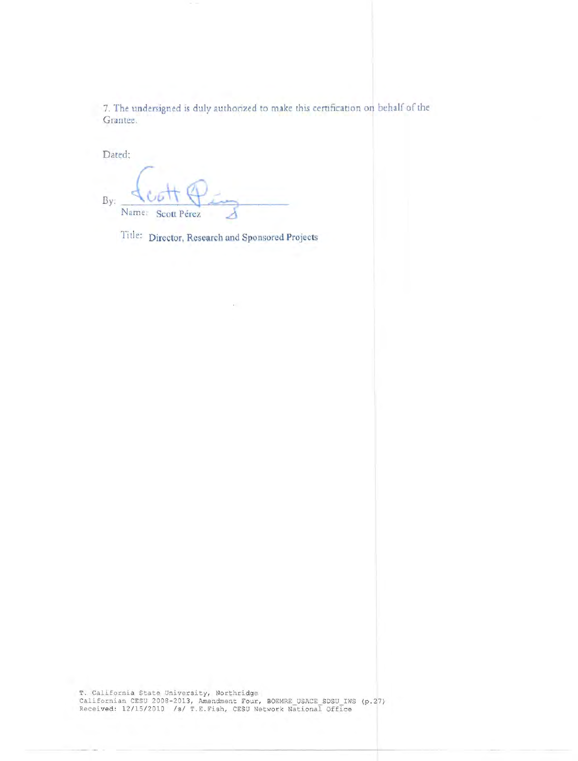7. The undersigned is duly authorized to make this certification on behalf of the Grantee.

Dated:

By:

Name: Scott Pérez

Title: Director, Research and Sponsored Projects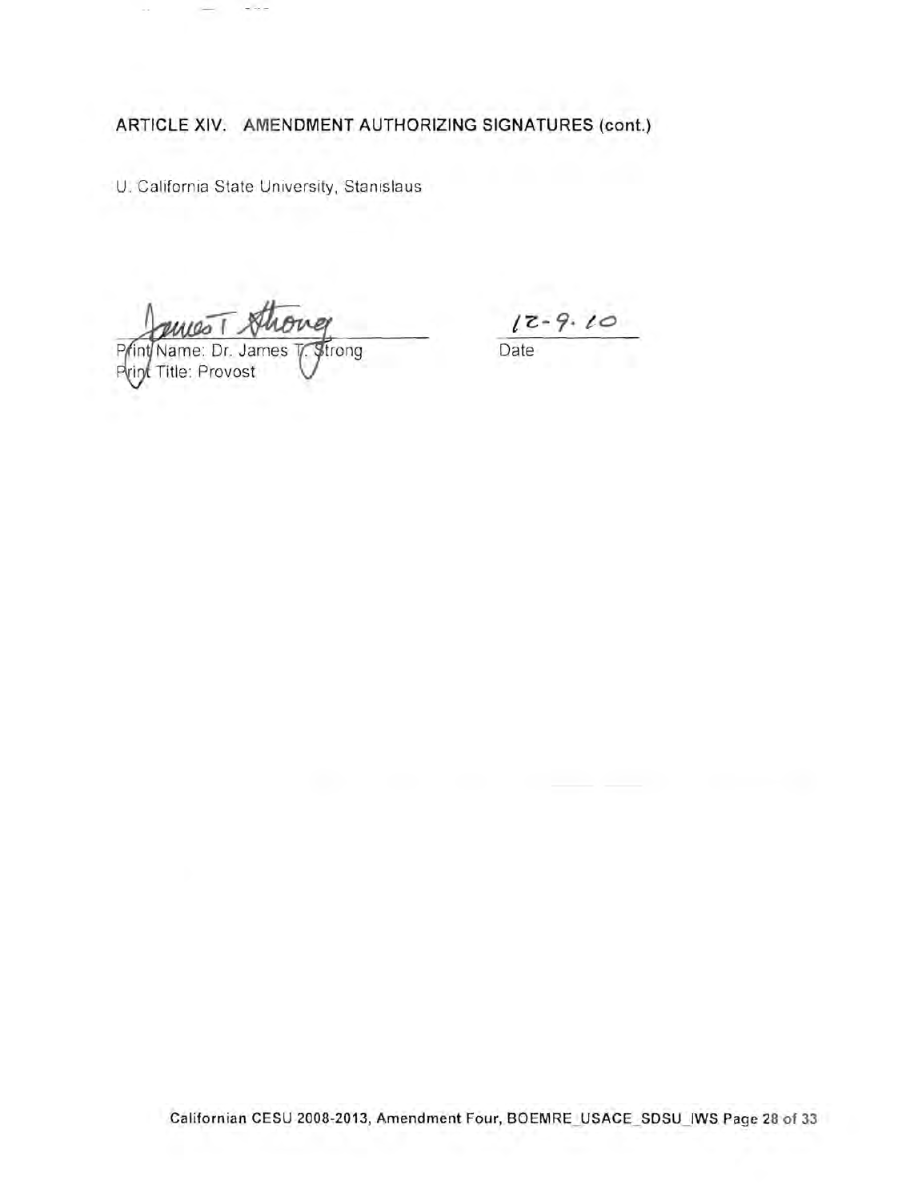## ARTICLE XIV. AMENDMENT AUTHORIZING SIGNATURES (cont.)

U. California State University, Stanislaus

James T. Strong

Print Name: Dr. James T. Strong
Print Title: Provost

12-9-10
Date

Californian CESU 2008-2013, Amendment Four, BOEMRE_USACE_SDSU_IWS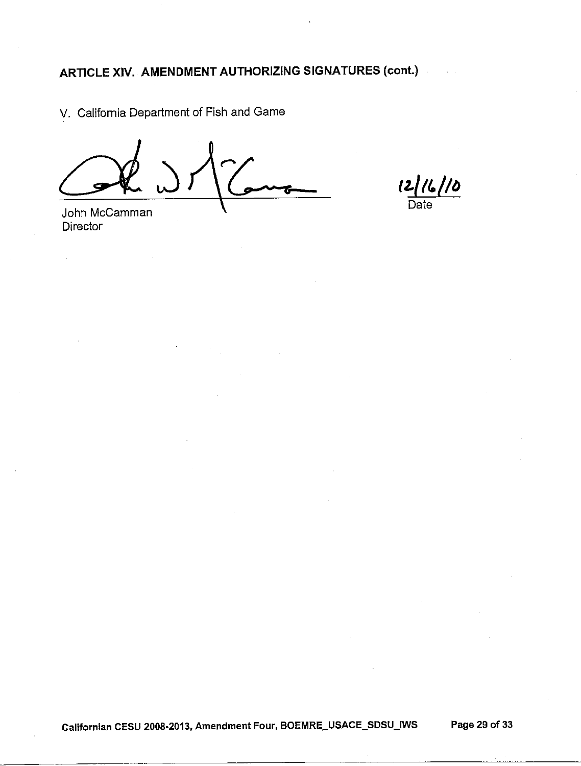## ARTICLE XIV. AMENDMENT AUTHORIZING SIGNATURES (cont.)

V. California Department of Fish and Game

John McCamman
Director

12/16/10
Date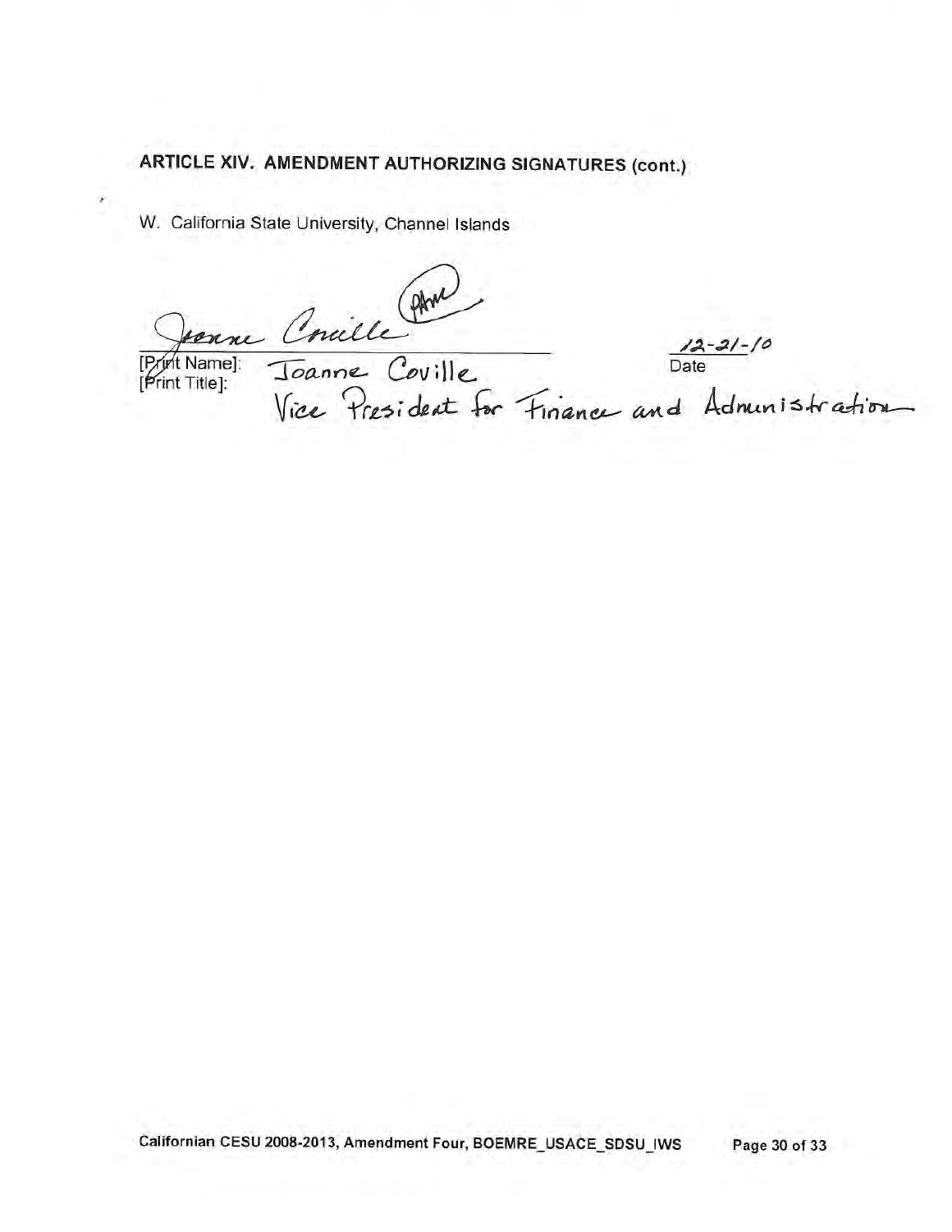## ARTICLE XIV. AMENDMENT AUTHORIZING SIGNATURES (cont.)

W. California State University, Channel Islands

Joanne Coville ________________________________ 12-21-10

[Print Name]: Joanne Coville  Date

[Print Title]: Vice President for Finance and Administration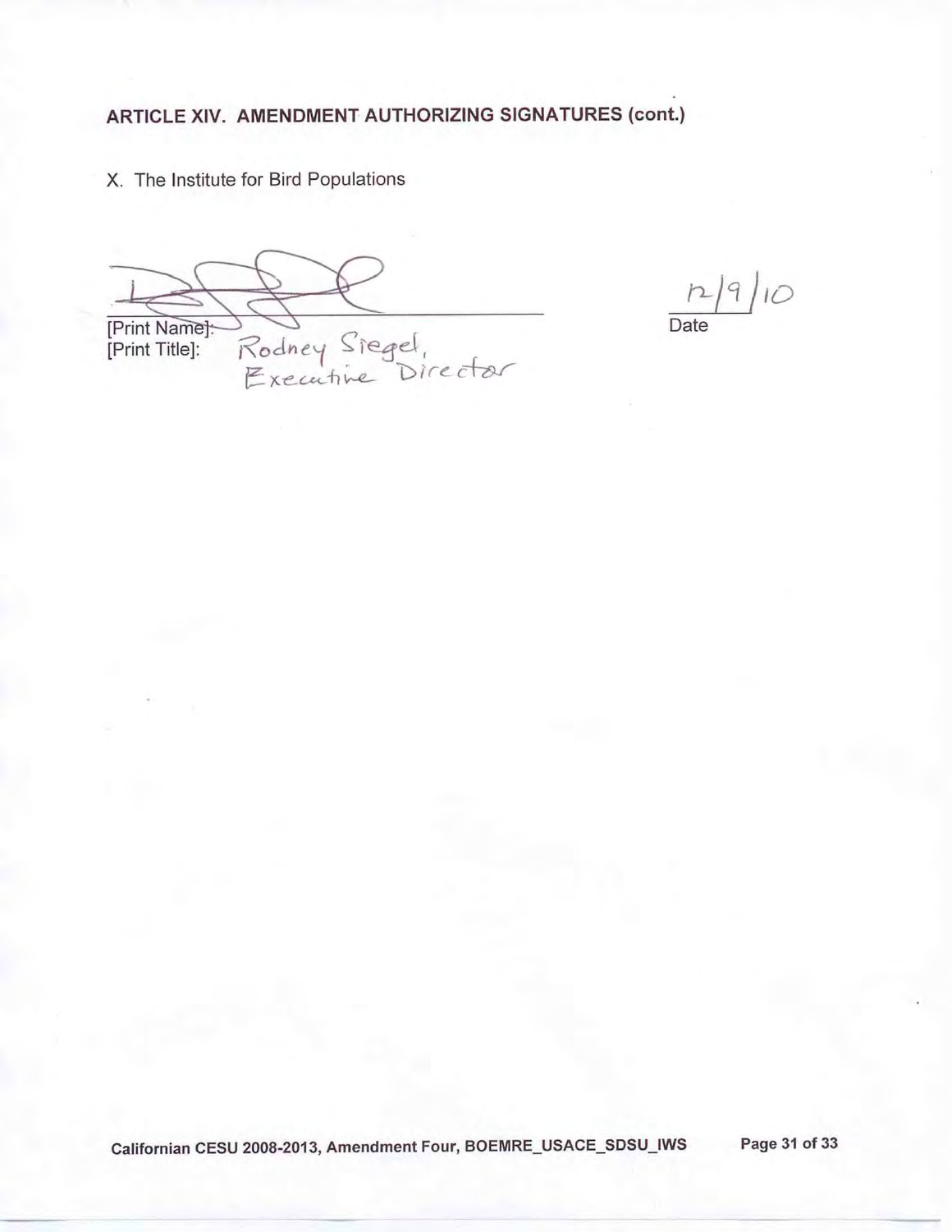### ARTICLE XIV. AMENDMENT AUTHORIZING SIGNATURES (cont.)

X. The Institute for Bird Populations

[Print Name]: Rodney Siegel,
[Print Title]: Executive Director

12/9/10
Date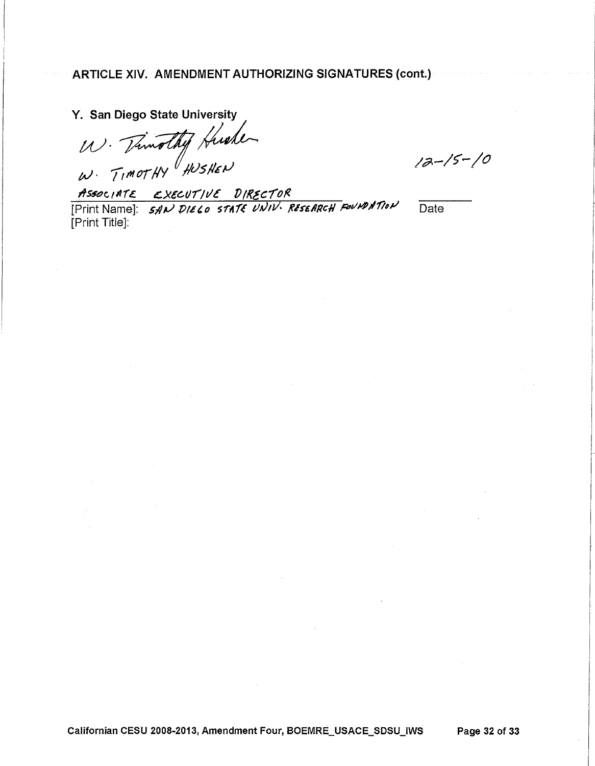## ARTICLE XIV. AMENDMENT AUTHORIZING SIGNATURES (cont.)

**Y. San Diego State University**

W. Timothy Hushen

W. TIMOTHY HUSHEN

ASSOCIATE EXECUTIVE DIRECTOR

[Print Name]: SAN DIEGO STATE UNIV. RESEARCH FOUNDATION

[Print Title]:

12-15-10

Date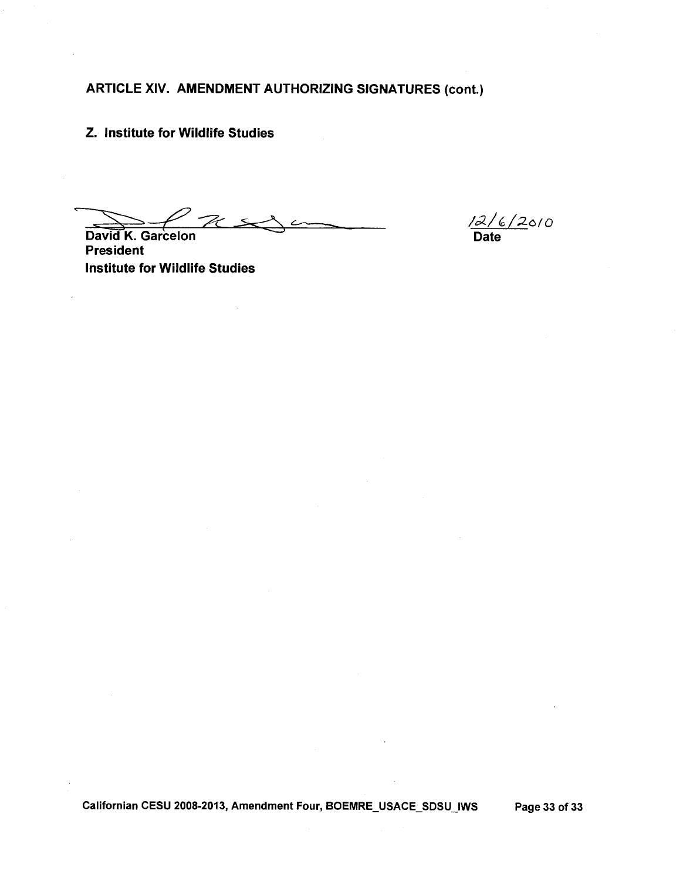## ARTICLE XIV. AMENDMENT AUTHORIZING SIGNATURES (cont.)

### Z. Institute for Wildlife Studies

David K. Garcelon
President
Institute for Wildlife Studies

12/6/2010
Date